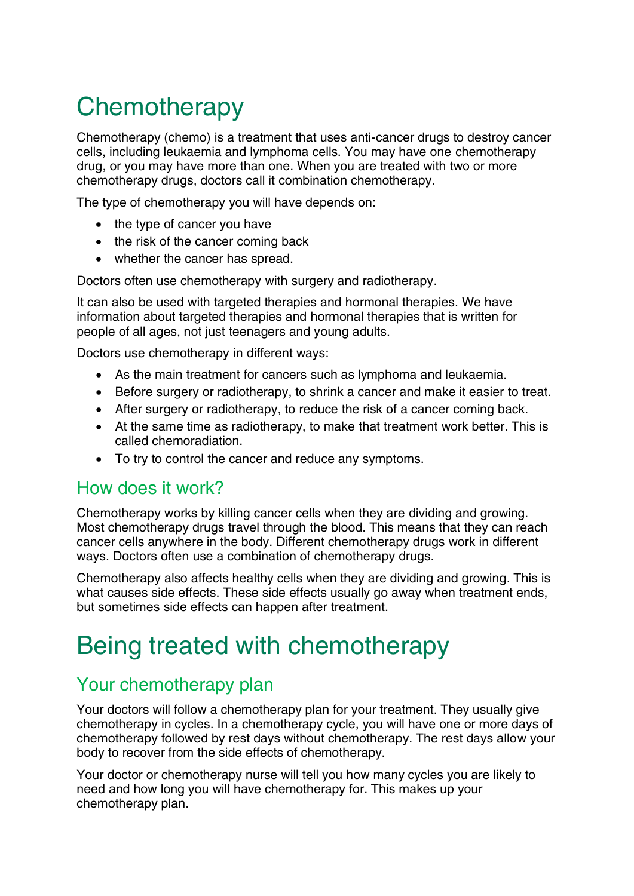# Chemotherapy

Chemotherapy (chemo) is a treatment that uses anti-cancer drugs to destroy cancer cells, including leukaemia and lymphoma cells. You may have one chemotherapy drug, or you may have more than one. When you are treated with two or more chemotherapy drugs, doctors call it combination chemotherapy.

The type of chemotherapy you will have depends on:

- the type of cancer you have
- the risk of the cancer coming back
- whether the cancer has spread.

Doctors often use chemotherapy with surgery and radiotherapy.

It can also be used with targeted therapies and hormonal therapies. We have information about targeted therapies and hormonal therapies that is written for people of all ages, not just teenagers and young adults.

Doctors use chemotherapy in different ways:

- As the main treatment for cancers such as lymphoma and leukaemia.
- Before surgery or radiotherapy, to shrink a cancer and make it easier to treat.
- After surgery or radiotherapy, to reduce the risk of a cancer coming back.
- At the same time as radiotherapy, to make that treatment work better. This is called chemoradiation.
- To try to control the cancer and reduce any symptoms.

## How does it work?

Chemotherapy works by killing cancer cells when they are dividing and growing. Most chemotherapy drugs travel through the blood. This means that they can reach cancer cells anywhere in the body. Different chemotherapy drugs work in different ways. Doctors often use a combination of chemotherapy drugs.

Chemotherapy also affects healthy cells when they are dividing and growing. This is what causes side effects. These side effects usually go away when treatment ends, but sometimes side effects can happen after treatment.

# Being treated with chemotherapy

## Your chemotherapy plan

Your doctors will follow a chemotherapy plan for your treatment. They usually give chemotherapy in cycles. In a chemotherapy cycle, you will have one or more days of chemotherapy followed by rest days without chemotherapy. The rest days allow your body to recover from the side effects of chemotherapy.

Your doctor or chemotherapy nurse will tell you how many cycles you are likely to need and how long you will have chemotherapy for. This makes up your chemotherapy plan.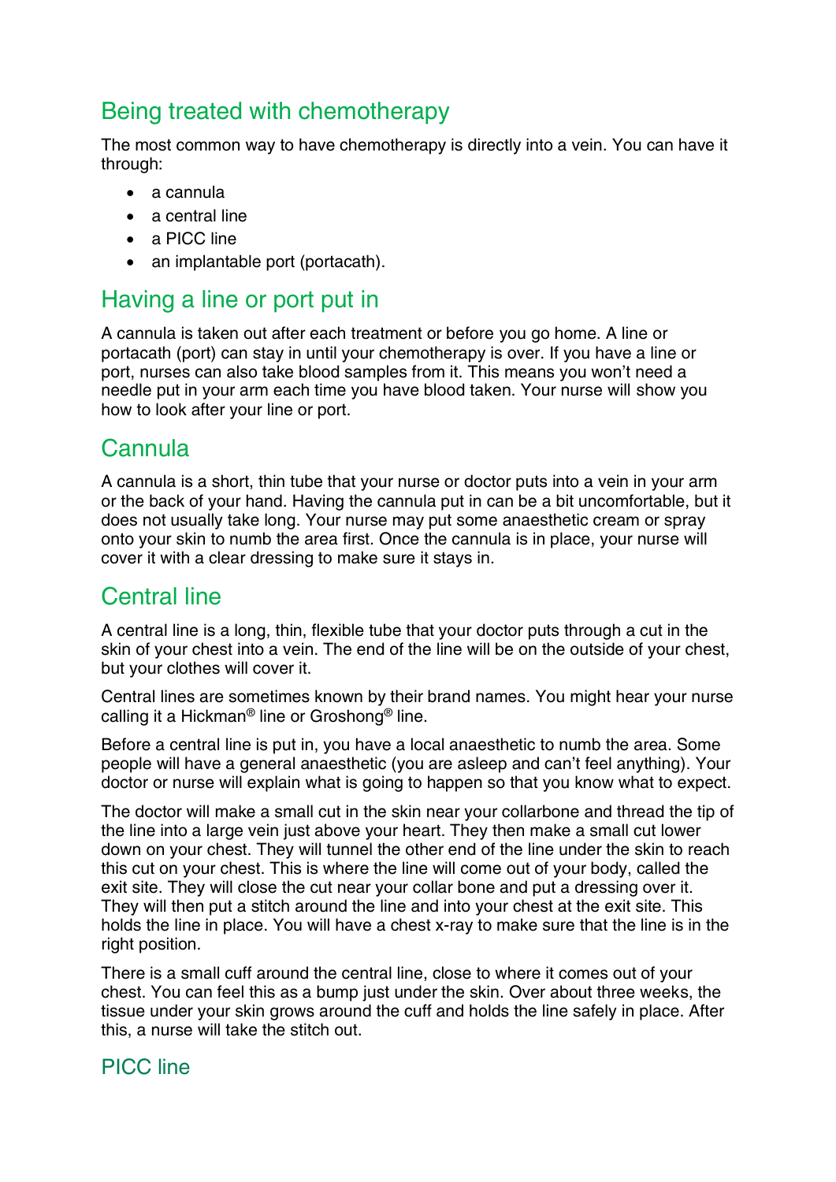## Being treated with chemotherapy

The most common way to have chemotherapy is directly into a vein. You can have it through:

- a cannula
- a central line
- a PICC line
- an implantable port (portacath).

## Having a line or port put in

A cannula is taken out after each treatment or before you go home. A line or portacath (port) can stay in until your chemotherapy is over. If you have a line or port, nurses can also take blood samples from it. This means you won't need a needle put in your arm each time you have blood taken. Your nurse will show you how to look after your line or port.

## Cannula

A cannula is a short, thin tube that your nurse or doctor puts into a vein in your arm or the back of your hand. Having the cannula put in can be a bit uncomfortable, but it does not usually take long. Your nurse may put some anaesthetic cream or spray onto your skin to numb the area first. Once the cannula is in place, your nurse will cover it with a clear dressing to make sure it stays in.

## Central line

A central line is a long, thin, flexible tube that your doctor puts through a cut in the skin of your chest into a vein. The end of the line will be on the outside of your chest, but your clothes will cover it.

Central lines are sometimes known by their brand names. You might hear your nurse calling it a Hickman® line or Groshong® line.

Before a central line is put in, you have a local anaesthetic to numb the area. Some people will have a general anaesthetic (you are asleep and can't feel anything). Your doctor or nurse will explain what is going to happen so that you know what to expect.

The doctor will make a small cut in the skin near your collarbone and thread the tip of the line into a large vein just above your heart. They then make a small cut lower down on your chest. They will tunnel the other end of the line under the skin to reach this cut on your chest. This is where the line will come out of your body, called the exit site. They will close the cut near your collar bone and put a dressing over it. They will then put a stitch around the line and into your chest at the exit site. This holds the line in place. You will have a chest x-ray to make sure that the line is in the right position.

There is a small cuff around the central line, close to where it comes out of your chest. You can feel this as a bump just under the skin. Over about three weeks, the tissue under your skin grows around the cuff and holds the line safely in place. After this, a nurse will take the stitch out.

## PICC line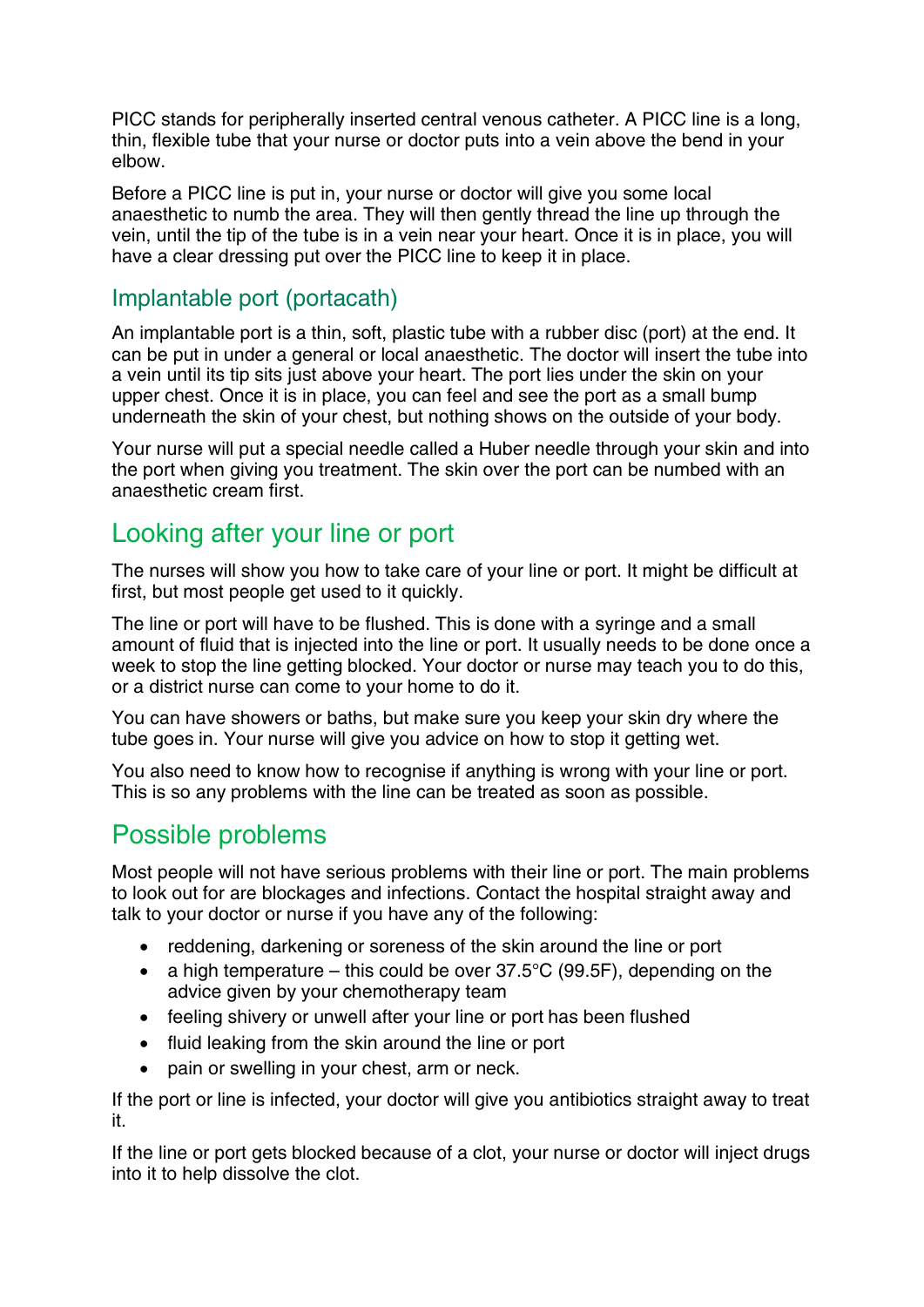PICC stands for peripherally inserted central venous catheter. A PICC line is a long, thin, flexible tube that your nurse or doctor puts into a vein above the bend in your elbow.

Before a PICC line is put in, your nurse or doctor will give you some local anaesthetic to numb the area. They will then gently thread the line up through the vein, until the tip of the tube is in a vein near your heart. Once it is in place, you will have a clear dressing put over the PICC line to keep it in place.

### Implantable port (portacath)

An implantable port is a thin, soft, plastic tube with a rubber disc (port) at the end. It can be put in under a general or local anaesthetic. The doctor will insert the tube into a vein until its tip sits just above your heart. The port lies under the skin on your upper chest. Once it is in place, you can feel and see the port as a small bump underneath the skin of your chest, but nothing shows on the outside of your body.

Your nurse will put a special needle called a Huber needle through your skin and into the port when giving you treatment. The skin over the port can be numbed with an anaesthetic cream first.

## Looking after your line or port

The nurses will show you how to take care of your line or port. It might be difficult at first, but most people get used to it quickly.

The line or port will have to be flushed. This is done with a syringe and a small amount of fluid that is injected into the line or port. It usually needs to be done once a week to stop the line getting blocked. Your doctor or nurse may teach you to do this, or a district nurse can come to your home to do it.

You can have showers or baths, but make sure you keep your skin dry where the tube goes in. Your nurse will give you advice on how to stop it getting wet.

You also need to know how to recognise if anything is wrong with your line or port. This is so any problems with the line can be treated as soon as possible.

## Possible problems

Most people will not have serious problems with their line or port. The main problems to look out for are blockages and infections. Contact the hospital straight away and talk to your doctor or nurse if you have any of the following:

- reddening, darkening or soreness of the skin around the line or port
- a high temperature – this could be over 37.5°C (99.5F), depending on the advice given by your chemotherapy team
- feeling shivery or unwell after your line or port has been flushed
- fluid leaking from the skin around the line or port
- pain or swelling in your chest, arm or neck.

If the port or line is infected, your doctor will give you antibiotics straight away to treat it.

If the line or port gets blocked because of a clot, your nurse or doctor will inject drugs into it to help dissolve the clot.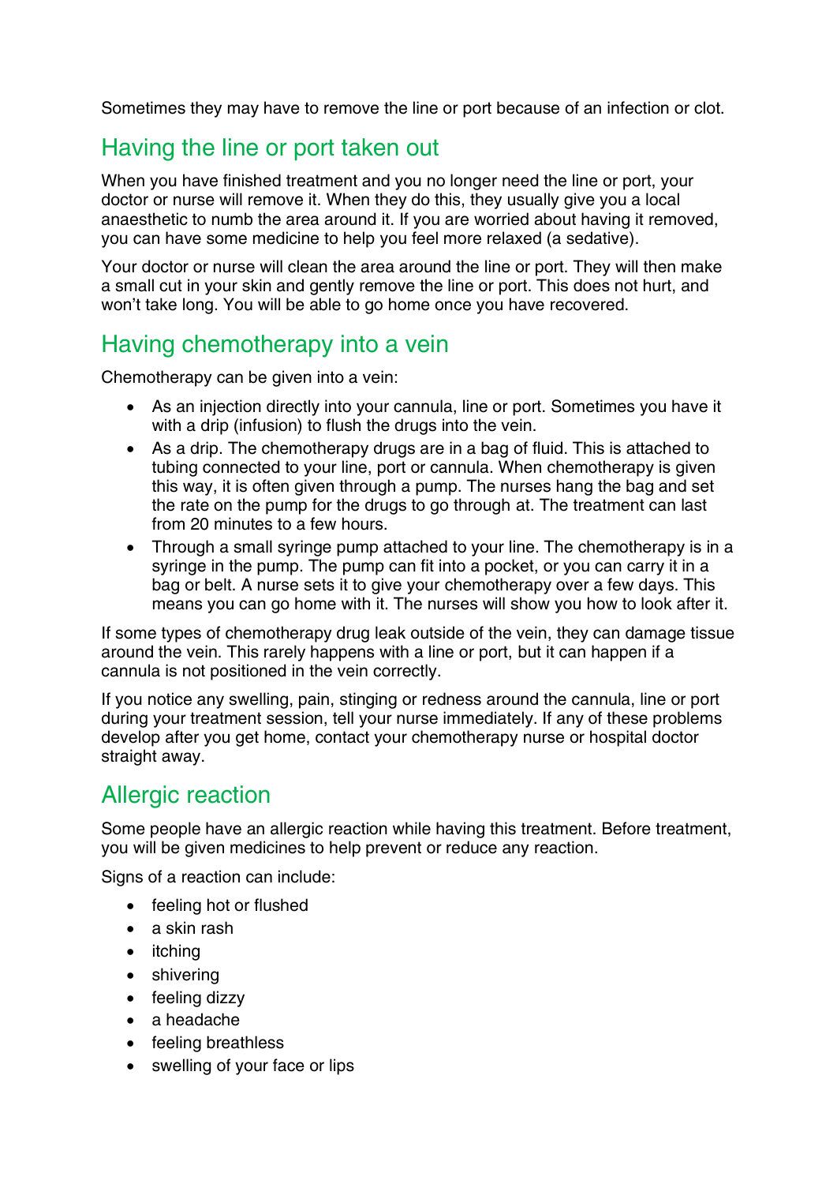Sometimes they may have to remove the line or port because of an infection or clot.

## Having the line or port taken out

When you have finished treatment and you no longer need the line or port, your doctor or nurse will remove it. When they do this, they usually give you a local anaesthetic to numb the area around it. If you are worried about having it removed, you can have some medicine to help you feel more relaxed (a sedative).

Your doctor or nurse will clean the area around the line or port. They will then make a small cut in your skin and gently remove the line or port. This does not hurt, and won't take long. You will be able to go home once you have recovered.

## Having chemotherapy into a vein

Chemotherapy can be given into a vein:

- As an injection directly into your cannula, line or port. Sometimes you have it with a drip (infusion) to flush the drugs into the vein.
- As a drip. The chemotherapy drugs are in a bag of fluid. This is attached to tubing connected to your line, port or cannula. When chemotherapy is given this way, it is often given through a pump. The nurses hang the bag and set the rate on the pump for the drugs to go through at. The treatment can last from 20 minutes to a few hours.
- Through a small syringe pump attached to your line. The chemotherapy is in a syringe in the pump. The pump can fit into a pocket, or you can carry it in a bag or belt. A nurse sets it to give your chemotherapy over a few days. This means you can go home with it. The nurses will show you how to look after it.

If some types of chemotherapy drug leak outside of the vein, they can damage tissue around the vein. This rarely happens with a line or port, but it can happen if a cannula is not positioned in the vein correctly.

If you notice any swelling, pain, stinging or redness around the cannula, line or port during your treatment session, tell your nurse immediately. If any of these problems develop after you get home, contact your chemotherapy nurse or hospital doctor straight away.

## Allergic reaction

Some people have an allergic reaction while having this treatment. Before treatment, you will be given medicines to help prevent or reduce any reaction.

Signs of a reaction can include:

- feeling hot or flushed
- a skin rash
- itching
- shivering
- feeling dizzy
- a headache
- feeling breathless
- swelling of your face or lips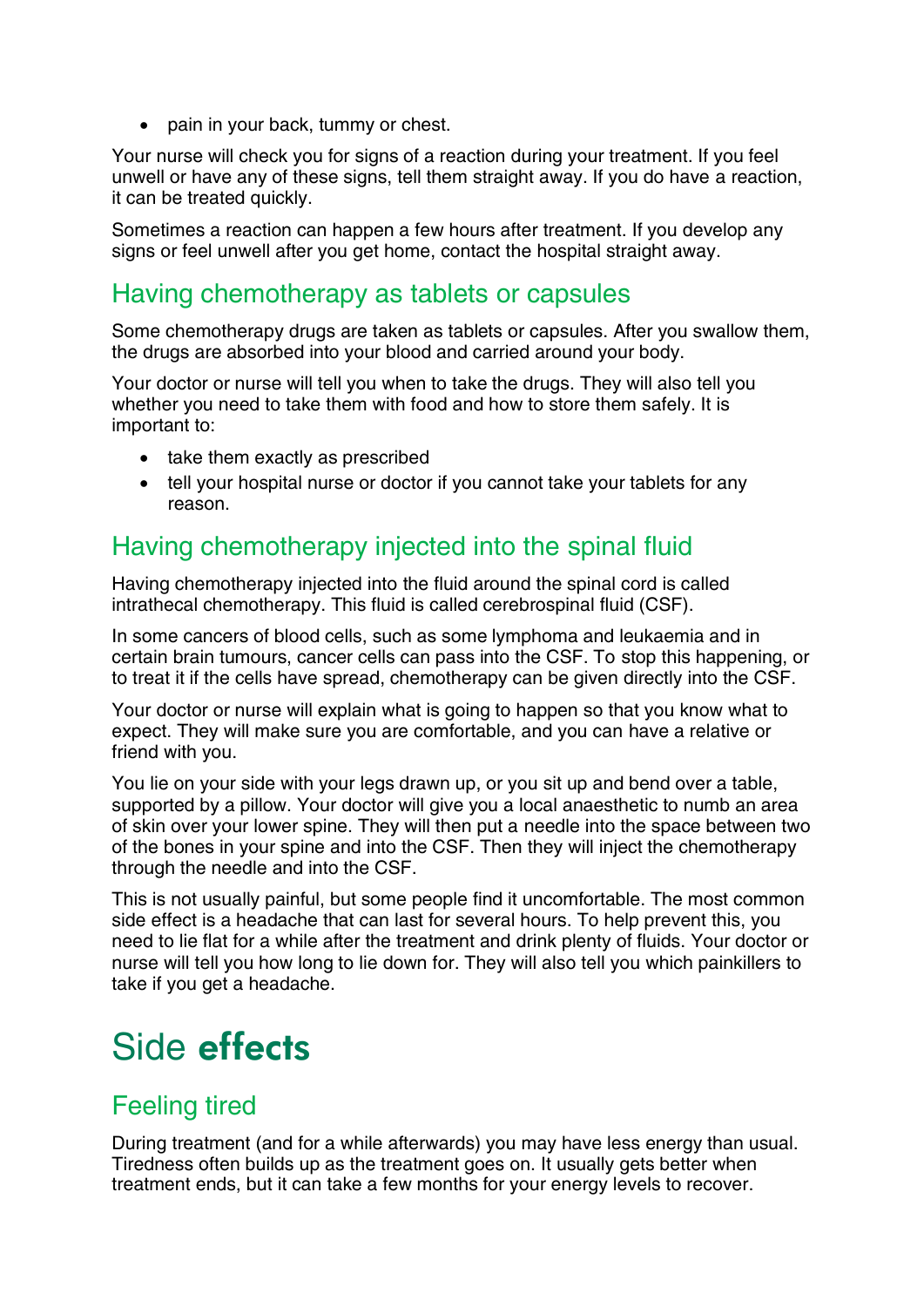- pain in your back, tummy or chest.

Your nurse will check you for signs of a reaction during your treatment. If you feel unwell or have any of these signs, tell them straight away. If you do have a reaction, it can be treated quickly.

Sometimes a reaction can happen a few hours after treatment. If you develop any signs or feel unwell after you get home, contact the hospital straight away.

## Having chemotherapy as tablets or capsules

Some chemotherapy drugs are taken as tablets or capsules. After you swallow them, the drugs are absorbed into your blood and carried around your body.

Your doctor or nurse will tell you when to take the drugs. They will also tell you whether you need to take them with food and how to store them safely. It is important to:

- take them exactly as prescribed
- tell your hospital nurse or doctor if you cannot take your tablets for any reason.

## Having chemotherapy injected into the spinal fluid

Having chemotherapy injected into the fluid around the spinal cord is called intrathecal chemotherapy. This fluid is called cerebrospinal fluid (CSF).

In some cancers of blood cells, such as some lymphoma and leukaemia and in certain brain tumours, cancer cells can pass into the CSF. To stop this happening, or to treat it if the cells have spread, chemotherapy can be given directly into the CSF.

Your doctor or nurse will explain what is going to happen so that you know what to expect. They will make sure you are comfortable, and you can have a relative or friend with you.

You lie on your side with your legs drawn up, or you sit up and bend over a table, supported by a pillow. Your doctor will give you a local anaesthetic to numb an area of skin over your lower spine. They will then put a needle into the space between two of the bones in your spine and into the CSF. Then they will inject the chemotherapy through the needle and into the CSF.

This is not usually painful, but some people find it uncomfortable. The most common side effect is a headache that can last for several hours. To help prevent this, you need to lie flat for a while after the treatment and drink plenty of fluids. Your doctor or nurse will tell you how long to lie down for. They will also tell you which painkillers to take if you get a headache.

# Side **effects**

## Feeling tired

During treatment (and for a while afterwards) you may have less energy than usual. Tiredness often builds up as the treatment goes on. It usually gets better when treatment ends, but it can take a few months for your energy levels to recover.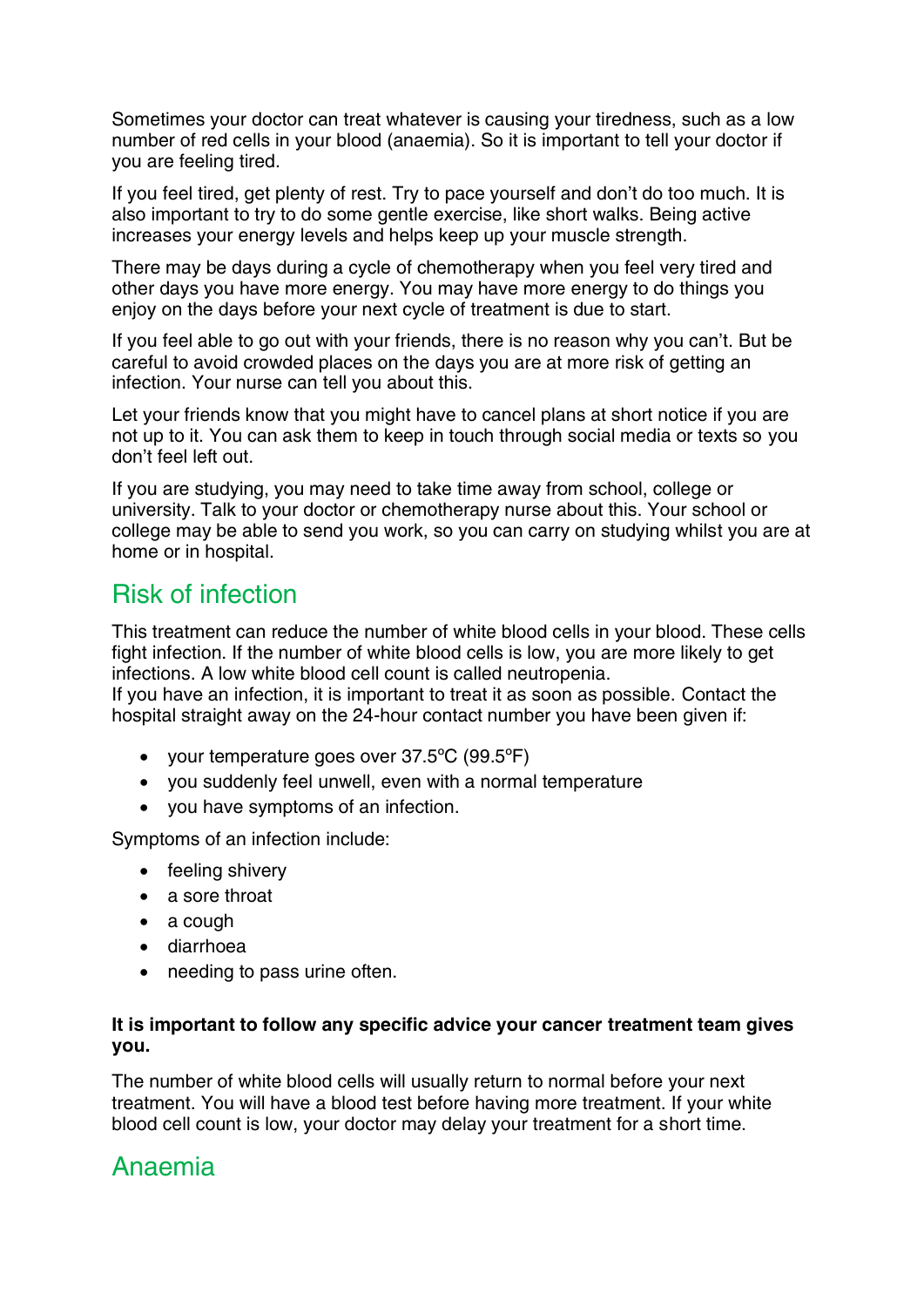Sometimes your doctor can treat whatever is causing your tiredness, such as a low number of red cells in your blood (anaemia). So it is important to tell your doctor if you are feeling tired.

If you feel tired, get plenty of rest. Try to pace yourself and don't do too much. It is also important to try to do some gentle exercise, like short walks. Being active increases your energy levels and helps keep up your muscle strength.

There may be days during a cycle of chemotherapy when you feel very tired and other days you have more energy. You may have more energy to do things you enjoy on the days before your next cycle of treatment is due to start.

If you feel able to go out with your friends, there is no reason why you can't. But be careful to avoid crowded places on the days you are at more risk of getting an infection. Your nurse can tell you about this.

Let your friends know that you might have to cancel plans at short notice if you are not up to it. You can ask them to keep in touch through social media or texts so you don't feel left out.

If you are studying, you may need to take time away from school, college or university. Talk to your doctor or chemotherapy nurse about this. Your school or college may be able to send you work, so you can carry on studying whilst you are at home or in hospital.

## Risk of infection

This treatment can reduce the number of white blood cells in your blood. These cells fight infection. If the number of white blood cells is low, you are more likely to get infections. A low white blood cell count is called neutropenia.
If you have an infection, it is important to treat it as soon as possible. Contact the hospital straight away on the 24-hour contact number you have been given if:

- your temperature goes over 37.5ºC (99.5ºF)
- you suddenly feel unwell, even with a normal temperature
- you have symptoms of an infection.

Symptoms of an infection include:

- feeling shivery
- a sore throat
- a cough
- diarrhoea
- needing to pass urine often.

**It is important to follow any specific advice your cancer treatment team gives you.**

The number of white blood cells will usually return to normal before your next treatment. You will have a blood test before having more treatment. If your white blood cell count is low, your doctor may delay your treatment for a short time.

## Anaemia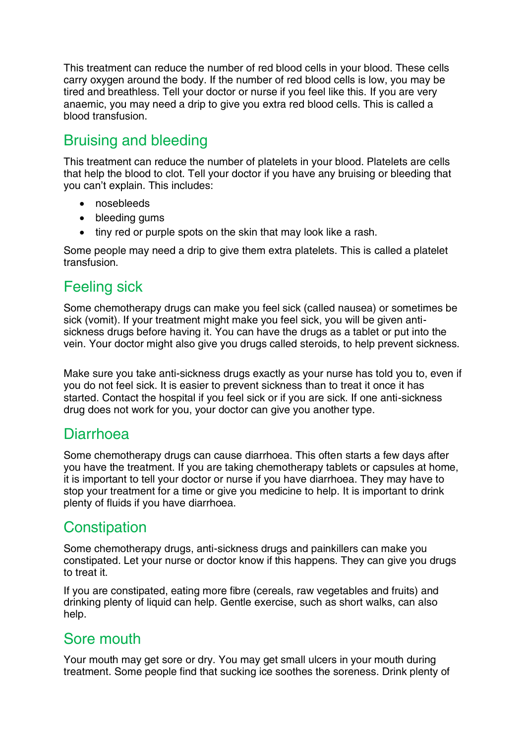This treatment can reduce the number of red blood cells in your blood. These cells carry oxygen around the body. If the number of red blood cells is low, you may be tired and breathless. Tell your doctor or nurse if you feel like this. If you are very anaemic, you may need a drip to give you extra red blood cells. This is called a blood transfusion.

## Bruising and bleeding

This treatment can reduce the number of platelets in your blood. Platelets are cells that help the blood to clot. Tell your doctor if you have any bruising or bleeding that you can't explain. This includes:

- nosebleeds
- bleeding gums
- tiny red or purple spots on the skin that may look like a rash.

Some people may need a drip to give them extra platelets. This is called a platelet transfusion.

## Feeling sick

Some chemotherapy drugs can make you feel sick (called nausea) or sometimes be sick (vomit). If your treatment might make you feel sick, you will be given anti-sickness drugs before having it. You can have the drugs as a tablet or put into the vein. Your doctor might also give you drugs called steroids, to help prevent sickness.

Make sure you take anti-sickness drugs exactly as your nurse has told you to, even if you do not feel sick. It is easier to prevent sickness than to treat it once it has started. Contact the hospital if you feel sick or if you are sick. If one anti-sickness drug does not work for you, your doctor can give you another type.

## Diarrhoea

Some chemotherapy drugs can cause diarrhoea. This often starts a few days after you have the treatment. If you are taking chemotherapy tablets or capsules at home, it is important to tell your doctor or nurse if you have diarrhoea. They may have to stop your treatment for a time or give you medicine to help. It is important to drink plenty of fluids if you have diarrhoea.

## Constipation

Some chemotherapy drugs, anti-sickness drugs and painkillers can make you constipated. Let your nurse or doctor know if this happens. They can give you drugs to treat it.

If you are constipated, eating more fibre (cereals, raw vegetables and fruits) and drinking plenty of liquid can help. Gentle exercise, such as short walks, can also help.

## Sore mouth

Your mouth may get sore or dry. You may get small ulcers in your mouth during treatment. Some people find that sucking ice soothes the soreness. Drink plenty of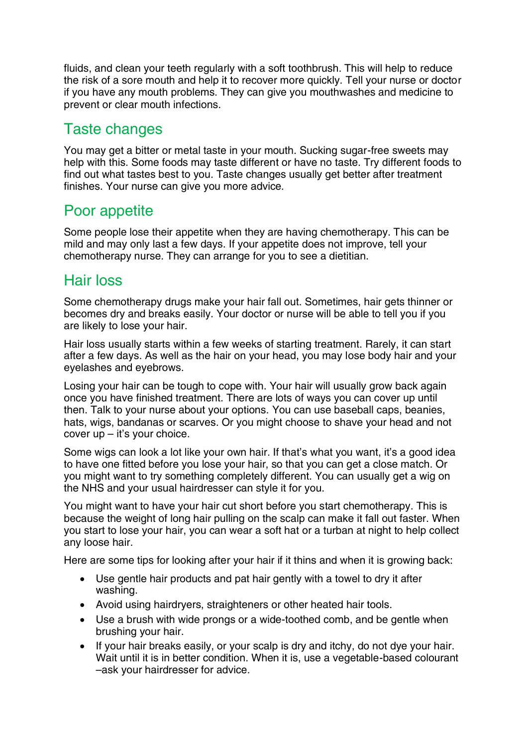fluids, and clean your teeth regularly with a soft toothbrush. This will help to reduce the risk of a sore mouth and help it to recover more quickly. Tell your nurse or doctor if you have any mouth problems. They can give you mouthwashes and medicine to prevent or clear mouth infections.

## Taste changes

You may get a bitter or metal taste in your mouth. Sucking sugar-free sweets may help with this. Some foods may taste different or have no taste. Try different foods to find out what tastes best to you. Taste changes usually get better after treatment finishes. Your nurse can give you more advice.

## Poor appetite

Some people lose their appetite when they are having chemotherapy. This can be mild and may only last a few days. If your appetite does not improve, tell your chemotherapy nurse. They can arrange for you to see a dietitian.

## Hair loss

Some chemotherapy drugs make your hair fall out. Sometimes, hair gets thinner or becomes dry and breaks easily. Your doctor or nurse will be able to tell you if you are likely to lose your hair.

Hair loss usually starts within a few weeks of starting treatment. Rarely, it can start after a few days. As well as the hair on your head, you may lose body hair and your eyelashes and eyebrows.

Losing your hair can be tough to cope with. Your hair will usually grow back again once you have finished treatment. There are lots of ways you can cover up until then. Talk to your nurse about your options. You can use baseball caps, beanies, hats, wigs, bandanas or scarves. Or you might choose to shave your head and not cover up – it's your choice.

Some wigs can look a lot like your own hair. If that's what you want, it's a good idea to have one fitted before you lose your hair, so that you can get a close match. Or you might want to try something completely different. You can usually get a wig on the NHS and your usual hairdresser can style it for you.

You might want to have your hair cut short before you start chemotherapy. This is because the weight of long hair pulling on the scalp can make it fall out faster. When you start to lose your hair, you can wear a soft hat or a turban at night to help collect any loose hair.

Here are some tips for looking after your hair if it thins and when it is growing back:

- Use gentle hair products and pat hair gently with a towel to dry it after washing.
- Avoid using hairdryers, straighteners or other heated hair tools.
- Use a brush with wide prongs or a wide-toothed comb, and be gentle when brushing your hair.
- If your hair breaks easily, or your scalp is dry and itchy, do not dye your hair. Wait until it is in better condition. When it is, use a vegetable-based colourant –ask your hairdresser for advice.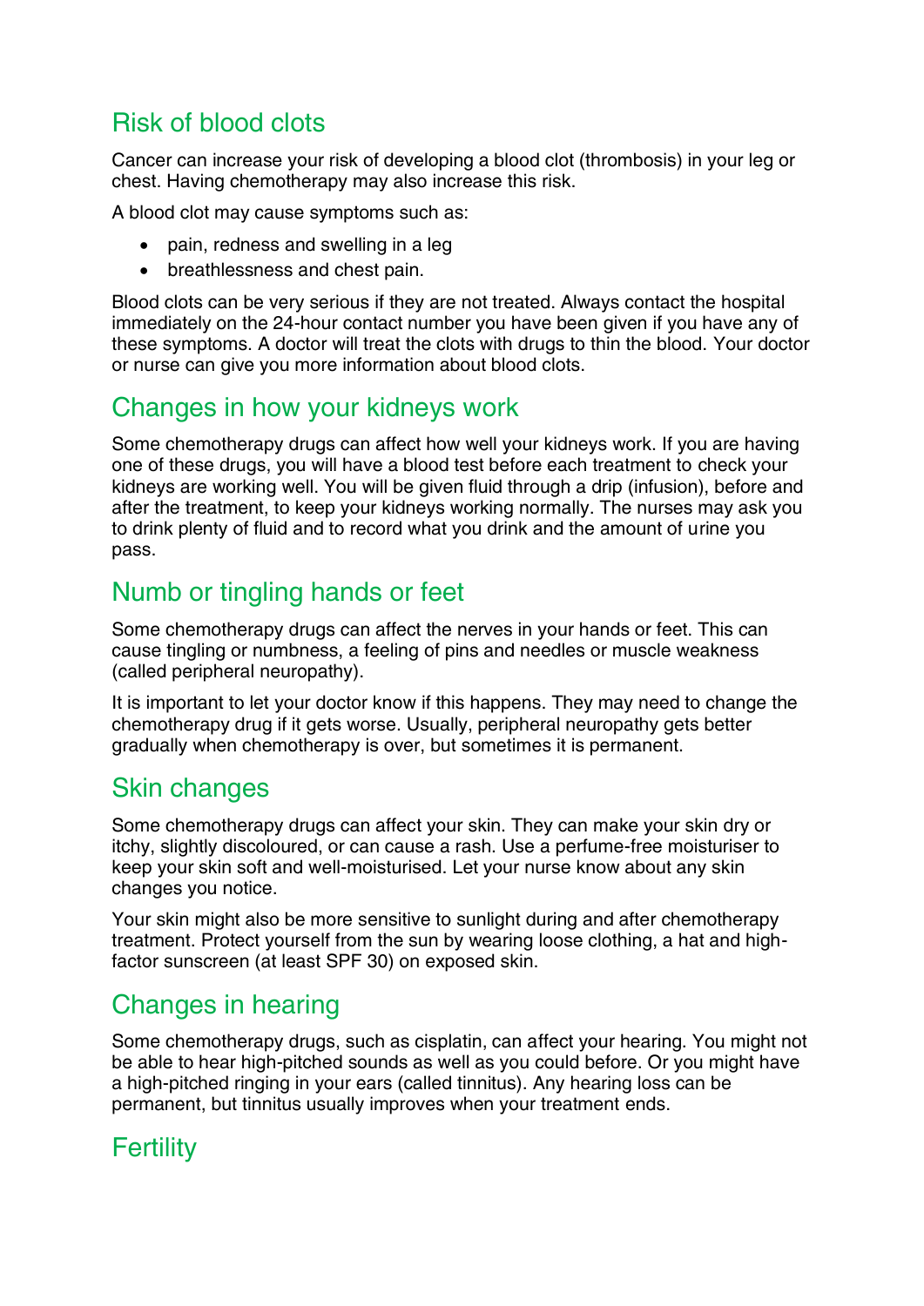## Risk of blood clots

Cancer can increase your risk of developing a blood clot (thrombosis) in your leg or chest. Having chemotherapy may also increase this risk.

A blood clot may cause symptoms such as:

- pain, redness and swelling in a leg
- breathlessness and chest pain.

Blood clots can be very serious if they are not treated. Always contact the hospital immediately on the 24-hour contact number you have been given if you have any of these symptoms. A doctor will treat the clots with drugs to thin the blood. Your doctor or nurse can give you more information about blood clots.

## Changes in how your kidneys work

Some chemotherapy drugs can affect how well your kidneys work. If you are having one of these drugs, you will have a blood test before each treatment to check your kidneys are working well. You will be given fluid through a drip (infusion), before and after the treatment, to keep your kidneys working normally. The nurses may ask you to drink plenty of fluid and to record what you drink and the amount of urine you pass.

## Numb or tingling hands or feet

Some chemotherapy drugs can affect the nerves in your hands or feet. This can cause tingling or numbness, a feeling of pins and needles or muscle weakness (called peripheral neuropathy).

It is important to let your doctor know if this happens. They may need to change the chemotherapy drug if it gets worse. Usually, peripheral neuropathy gets better gradually when chemotherapy is over, but sometimes it is permanent.

## Skin changes

Some chemotherapy drugs can affect your skin. They can make your skin dry or itchy, slightly discoloured, or can cause a rash. Use a perfume-free moisturiser to keep your skin soft and well-moisturised. Let your nurse know about any skin changes you notice.

Your skin might also be more sensitive to sunlight during and after chemotherapy treatment. Protect yourself from the sun by wearing loose clothing, a hat and high-factor sunscreen (at least SPF 30) on exposed skin.

## Changes in hearing

Some chemotherapy drugs, such as cisplatin, can affect your hearing. You might not be able to hear high-pitched sounds as well as you could before. Or you might have a high-pitched ringing in your ears (called tinnitus). Any hearing loss can be permanent, but tinnitus usually improves when your treatment ends.

## Fertility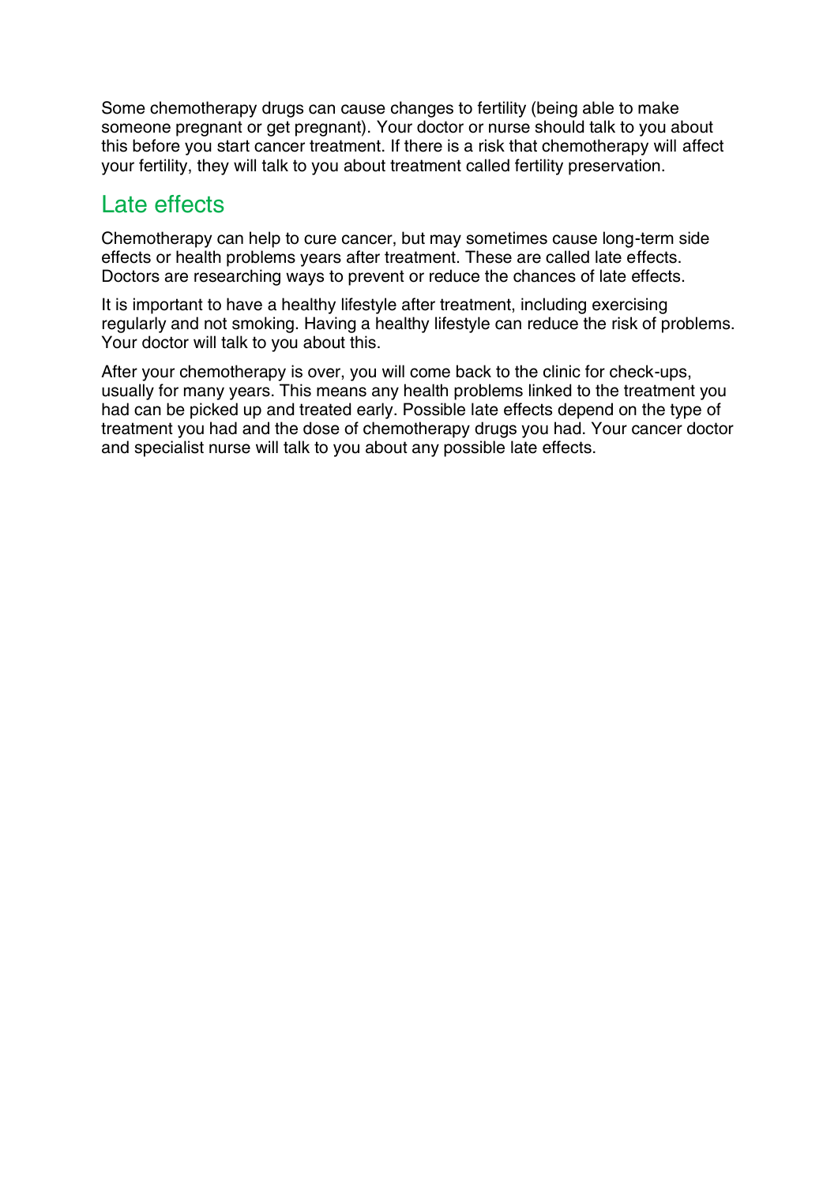Some chemotherapy drugs can cause changes to fertility (being able to make someone pregnant or get pregnant). Your doctor or nurse should talk to you about this before you start cancer treatment. If there is a risk that chemotherapy will affect your fertility, they will talk to you about treatment called fertility preservation.

## Late effects

Chemotherapy can help to cure cancer, but may sometimes cause long-term side effects or health problems years after treatment. These are called late effects. Doctors are researching ways to prevent or reduce the chances of late effects.

It is important to have a healthy lifestyle after treatment, including exercising regularly and not smoking. Having a healthy lifestyle can reduce the risk of problems. Your doctor will talk to you about this.

After your chemotherapy is over, you will come back to the clinic for check-ups, usually for many years. This means any health problems linked to the treatment you had can be picked up and treated early. Possible late effects depend on the type of treatment you had and the dose of chemotherapy drugs you had. Your cancer doctor and specialist nurse will talk to you about any possible late effects.